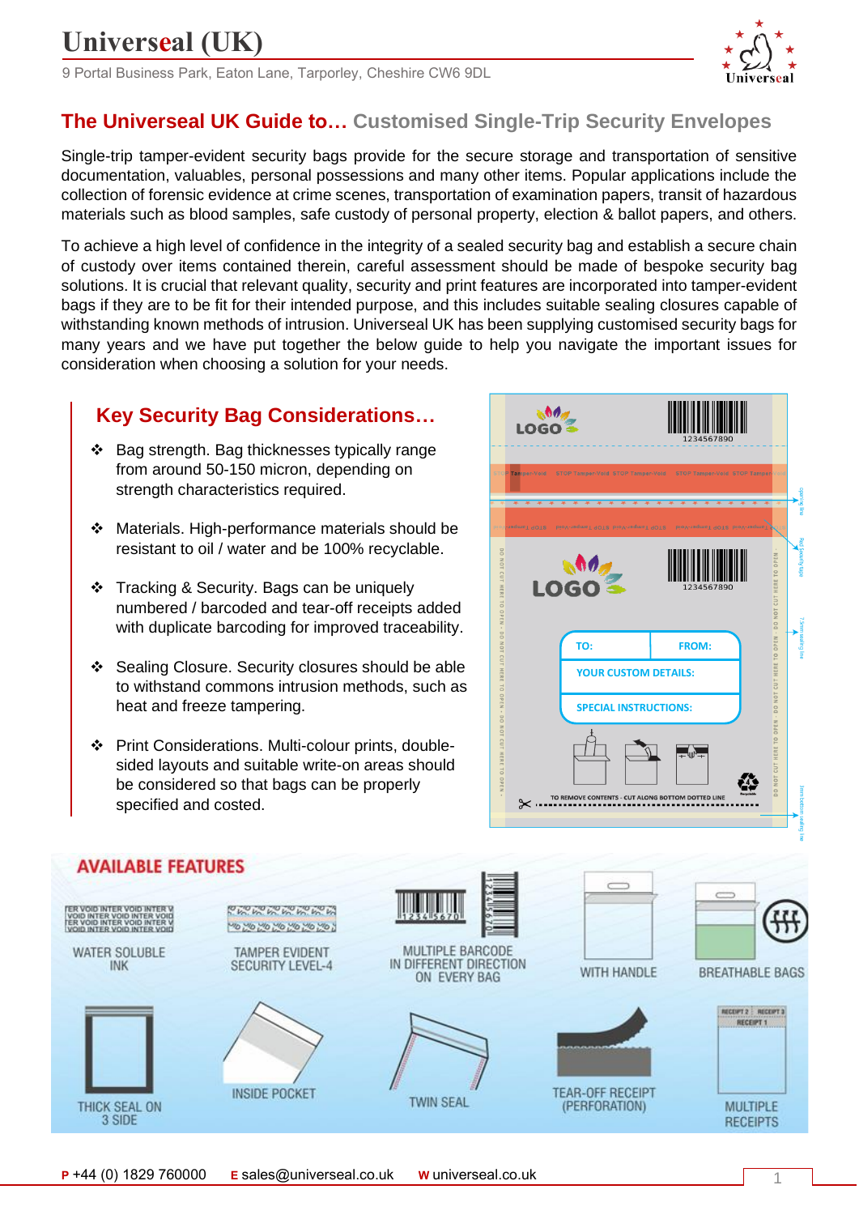# Universeal (UK)

9 Portal Business Park, Eaton Lane, Tarporley, Cheshire CW6 9DL

## The Universeal UK Guide to… Customised Single-Trip Security Envelopes

Single-trip tamper-evident security bags provide for the secure storage and transportation of sensitive documentation, valuables, personal possessions and many other items. Popular applications include the collection of forensic evidence at crime scenes, transportation of examination papers, transit of hazardous materials such as blood samples, safe custody of personal property, election & ballot papers, and others.

To achieve a high level of confidence in the integrity of a sealed security bag and establish a secure chain of custody over items contained therein, careful assessment should be made of bespoke security bag solutions. It is crucial that relevant quality, security and print features are incorporated into tamper-evident bags if they are to be fit for their intended purpose, and this includes suitable sealing closures capable of withstanding known methods of intrusion. Universeal UK has been supplying customised security bags for many years and we have put together the below guide to help you navigate the important issues for consideration when choosing a solution for your needs.

### Key Security Bag Considerations…

- Bag strength. Bag thicknesses typically range from around 50-150 micron, depending on strength characteristics required.
- Materials. High-performance materials should be resistant to oil / water and be 100% recyclable.
- Tracking & Security. Bags can be uniquely numbered / barcoded and tear-off receipts added with duplicate barcoding for improved traceability.
- Sealing Closure. Security closures should be able to withstand commons intrusion methods, such as heat and freeze tampering.
- Print Considerations. Multi-colour prints, double-sided layouts and suitable write-on areas should be considered so that bags can be properly specified and costed.

### AVAILABLE FEATURES

- WATER SOLUBLE INK
- TAMPER EVIDENT SECURITY LEVEL-4
- MULTIPLE BARCODE IN DIFFERENT DIRECTION ON EVERY BAG
- WITH HANDLE
- BREATHABLE BAGS
- THICK SEAL ON 3 SIDE
- INSIDE POCKET
- TWIN SEAL
- TEAR-OFF RECEIPT (PERFORATION)
- MULTIPLE RECEIPTS

**P** +44 (0) 1829 760000 **E** sales@universeal.co.uk **W** universeal.co.uk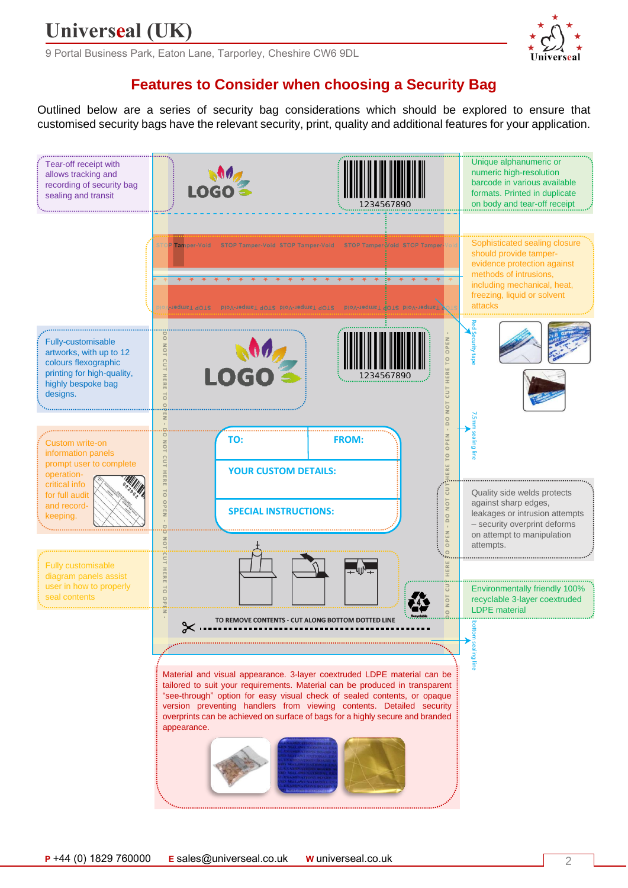## Features to Consider when choosing a Security Bag

Outlined below are a series of security bag considerations which should be explored to ensure that customised security bags have the relevant security, print, quality and additional features for your application.

Tear-off receipt with allows tracking and recording of security bag sealing and transit

Unique alphanumeric or numeric high-resolution barcode in various available formats. Printed in duplicate on body and tear-off receipt

LOGO

1234567890

STOP Tamper-Void STOP Tamper-Void STOP Tamper-Void STOP Tamper-Void STOP Tamper-Void

Sophisticated sealing closure should provide tamper-evidence protection against methods of intrusions, including mechanical, heat, freezing, liquid or solvent attacks

Red Security tape

Fully-customisable artworks, with up to 12 colours flexographic printing for high-quality, highly bespoke bag designs.

LOGO

1234567890

7.5mm sealing line

Custom write-on information panels prompt user to complete operation-critical info for full audit and record-keeping.

TO: FROM:

YOUR CUSTOM DETAILS:

SPECIAL INSTRUCTIONS:

Quality side welds protects against sharp edges, leakages or intrusion attempts – security overprint deforms on attempt to manipulation attempts.

Fully customisable diagram panels assist user in how to properly seal contents

DO NOT CUT HERE TO OPEN - DO NOT CUT HERE TO OPEN

Environmentally friendly 100% recyclable 3-layer coextruded LDPE material

TO REMOVE CONTENTS - CUT ALONG BOTTOM DOTTED LINE

bottom sealing line

Material and visual appearance. 3-layer coextruded LDPE material can be tailored to suit your requirements. Material can be produced in transparent "see-through" option for easy visual check of sealed contents, or opaque version preventing handlers from viewing contents. Detailed security overprints can be achieved on surface of bags for a highly secure and branded appearance.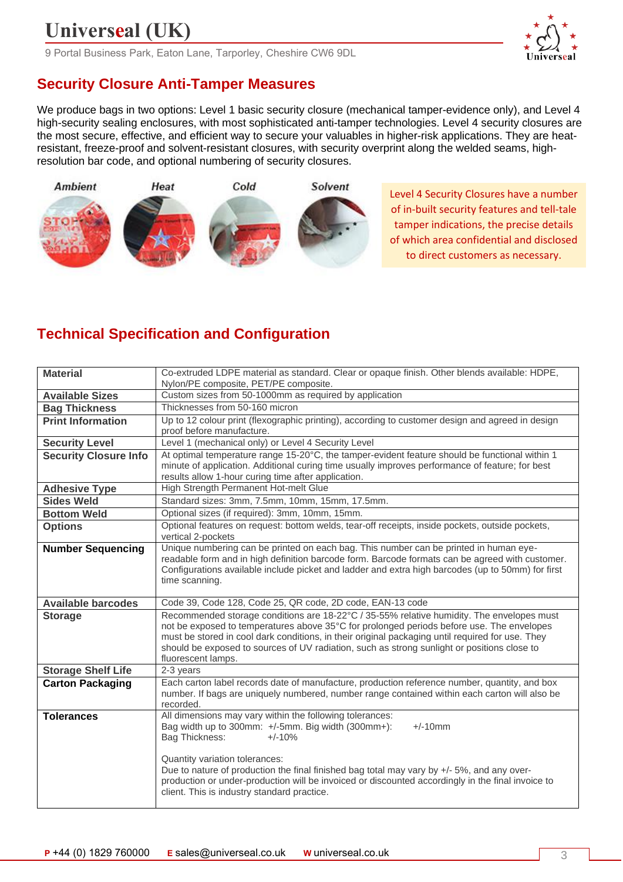## Security Closure Anti-Tamper Measures

We produce bags in two options: Level 1 basic security closure (mechanical tamper-evidence only), and Level 4 high-security sealing enclosures, with most sophisticated anti-tamper technologies. Level 4 security closures are the most secure, effective, and efficient way to secure your valuables in higher-risk applications. They are heat-resistant, freeze-proof and solvent-resistant closures, with security overprint along the welded seams, high-resolution bar code, and optional numbering of security closures.

*Ambient* *Heat* *Cold* *Solvent*

Level 4 Security Closures have a number of in-built security features and tell-tale tamper indications, the precise details of which area confidential and disclosed to direct customers as necessary.

## Technical Specification and Configuration

| | |
|---|---|
| **Material** | Co-extruded LDPE material as standard. Clear or opaque finish. Other blends available: HDPE, Nylon/PE composite, PET/PE composite. |
| **Available Sizes** | Custom sizes from 50-1000mm as required by application |
| **Bag Thickness** | Thicknesses from 50-160 micron |
| **Print Information** | Up to 12 colour print (flexographic printing), according to customer design and agreed in design proof before manufacture. |
| **Security Level** | Level 1 (mechanical only) or Level 4 Security Level |
| **Security Closure Info** | At optimal temperature range 15-20°C, the tamper-evident feature should be functional within 1 minute of application. Additional curing time usually improves performance of feature; for best results allow 1-hour curing time after application. |
| **Adhesive Type** | High Strength Permanent Hot-melt Glue |
| **Sides Weld** | Standard sizes: 3mm, 7.5mm, 10mm, 15mm, 17.5mm. |
| **Bottom Weld** | Optional sizes (if required): 3mm, 10mm, 15mm. |
| **Options** | Optional features on request: bottom welds, tear-off receipts, inside pockets, outside pockets, vertical 2-pockets |
| **Number Sequencing** | Unique numbering can be printed on each bag. This number can be printed in human eye-readable form and in high definition barcode form. Barcode formats can be agreed with customer. Configurations available include picket and ladder and extra high barcodes (up to 50mm) for first time scanning. |
| **Available barcodes** | Code 39, Code 128, Code 25, QR code, 2D code, EAN-13 code |
| **Storage** | Recommended storage conditions are 18-22°C / 35-55% relative humidity. The envelopes must not be exposed to temperatures above 35°C for prolonged periods before use. The envelopes must be stored in cool dark conditions, in their original packaging until required for use. They should be exposed to sources of UV radiation, such as strong sunlight or positions close to fluorescent lamps. |
| **Storage Shelf Life** | 2-3 years |
| **Carton Packaging** | Each carton label records date of manufacture, production reference number, quantity, and box number. If bags are uniquely numbered, number range contained within each carton will also be recorded. |
| **Tolerances** | All dimensions may vary within the following tolerances:<br>Bag width up to 300mm: +/-5mm. Big width (300mm+): +/-10mm<br>Bag Thickness: +/-10%<br><br>Quantity variation tolerances:<br>Due to nature of production the final finished bag total may vary by +/- 5%, and any over-production or under-production will be invoiced or discounted accordingly in the final invoice to client. This is industry standard practice. |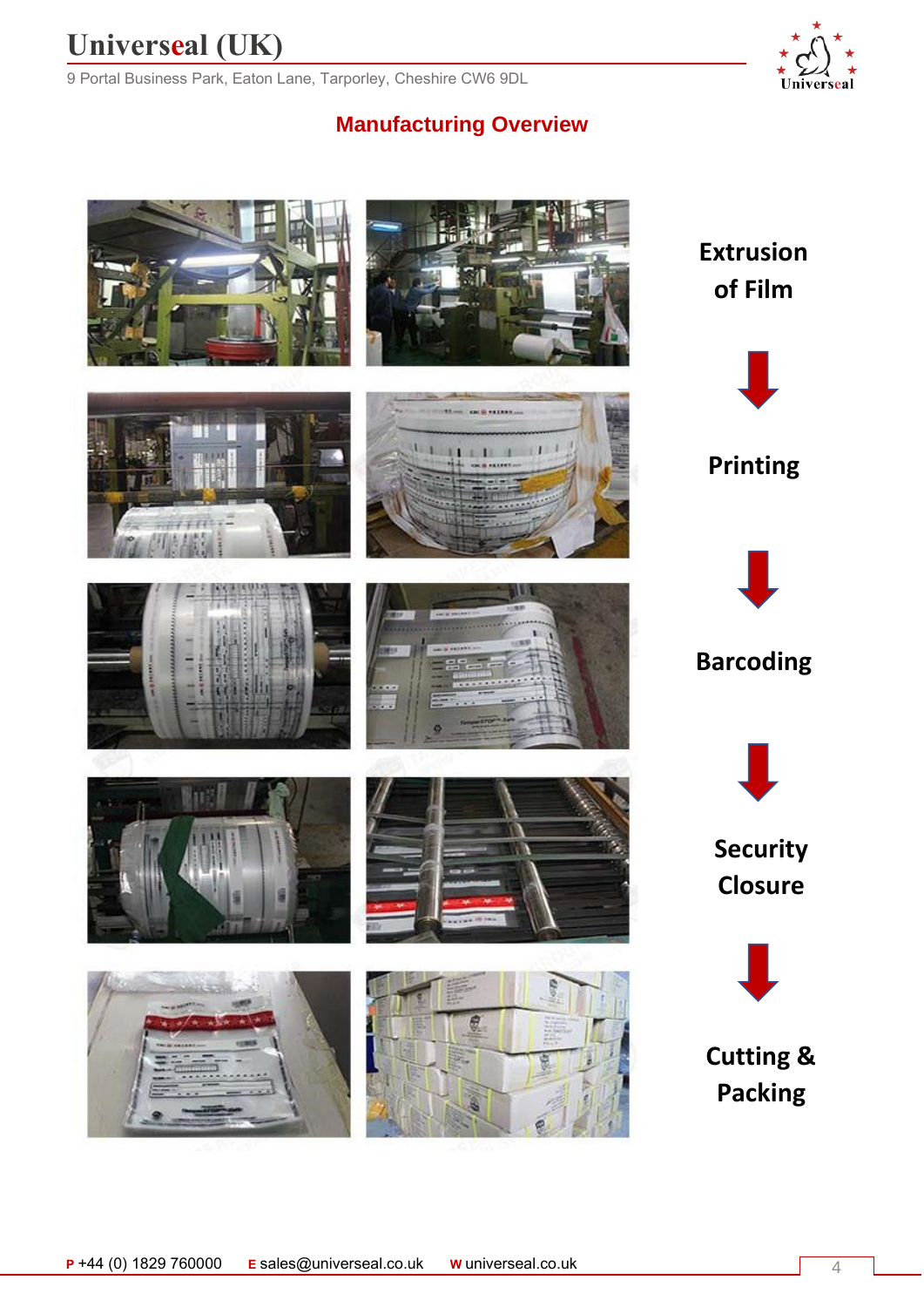# Manufacturing Overview

**Extrusion of Film**

↓

**Printing**

↓

**Barcoding**

↓

**Security Closure**

↓

**Cutting & Packing**